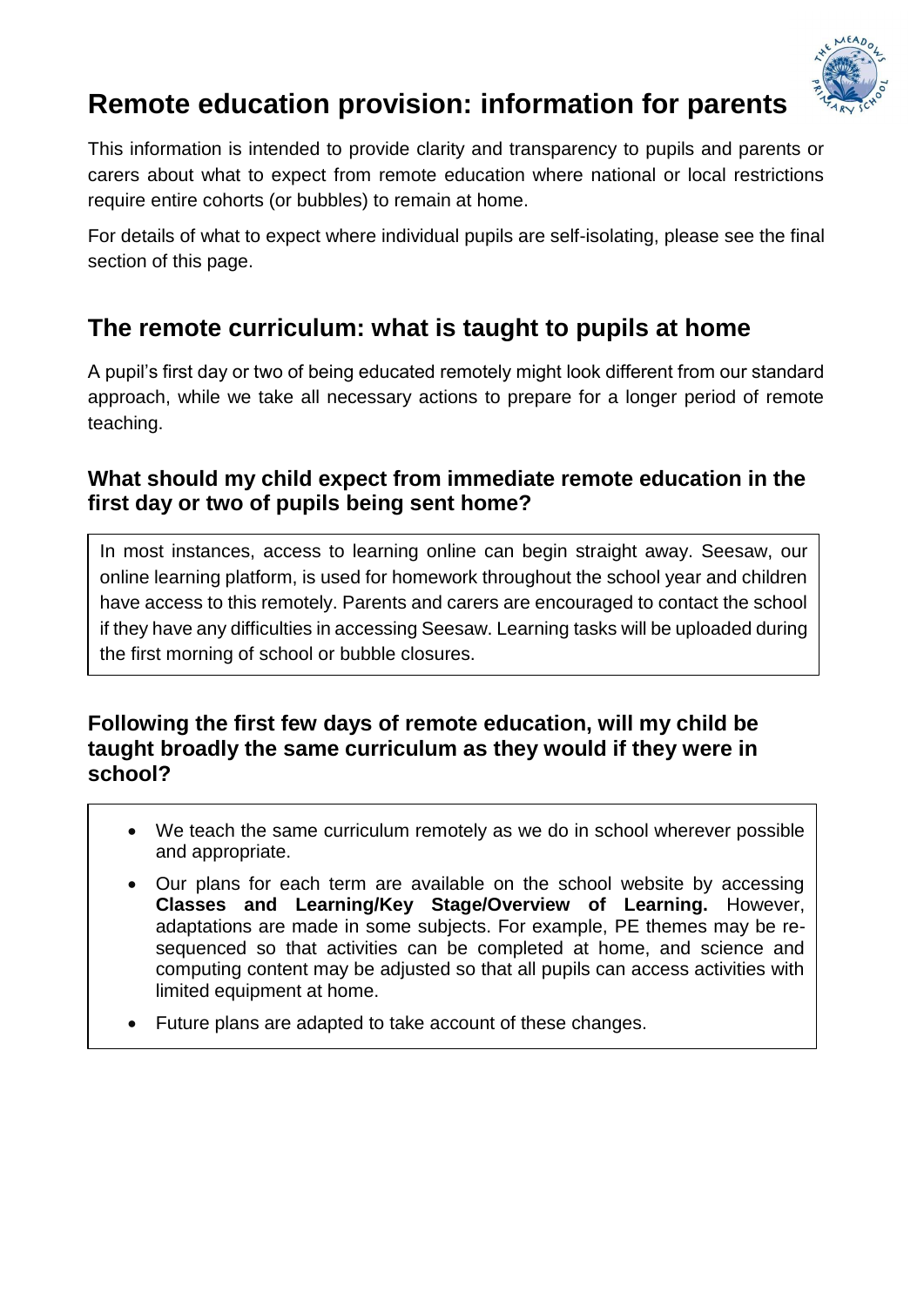# Remote education provision: information for parents

This information is intended to provide clarity and transparency to pupils and parents or carers about what to expect from remote education where national or local restrictions require entire cohorts (or bubbles) to remain at home.

For details of what to expect where individual pupils are self-isolating, please see the final section of this page.

## The remote curriculum: what is taught to pupils at home

A pupil's first day or two of being educated remotely might look different from our standard approach, while we take all necessary actions to prepare for a longer period of remote teaching.

### What should my child expect from immediate remote education in the first day or two of pupils being sent home?

In most instances, access to learning online can begin straight away. Seesaw, our online learning platform, is used for homework throughout the school year and children have access to this remotely. Parents and carers are encouraged to contact the school if they have any difficulties in accessing Seesaw. Learning tasks will be uploaded during the first morning of school or bubble closures.

### Following the first few days of remote education, will my child be taught broadly the same curriculum as they would if they were in school?

- We teach the same curriculum remotely as we do in school wherever possible and appropriate.
- Our plans for each term are available on the school website by accessing **Classes and Learning/Key Stage/Overview of Learning.** However, adaptations are made in some subjects. For example, PE themes may be re-sequenced so that activities can be completed at home, and science and computing content may be adjusted so that all pupils can access activities with limited equipment at home.
- Future plans are adapted to take account of these changes.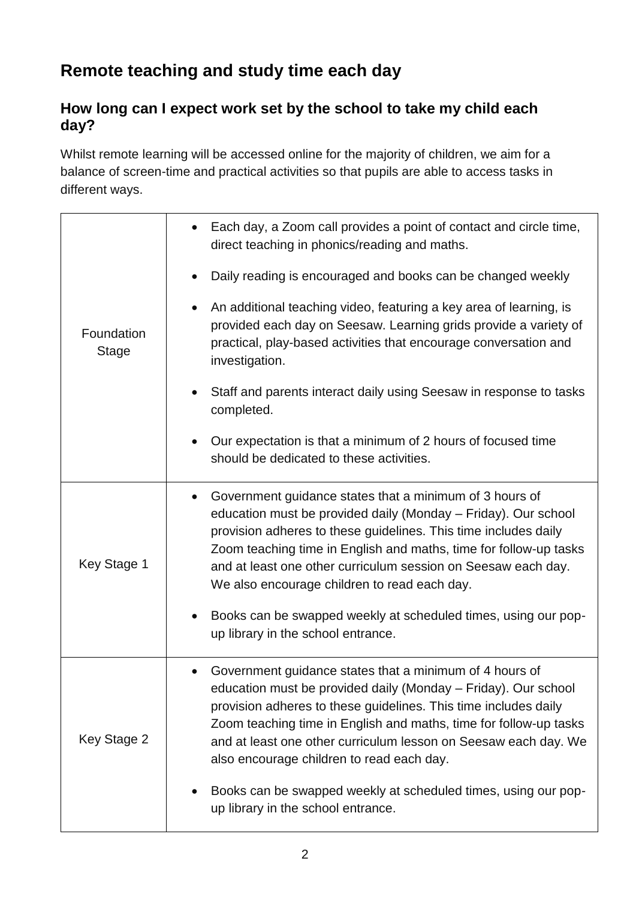## Remote teaching and study time each day

### How long can I expect work set by the school to take my child each day?

Whilst remote learning will be accessed online for the majority of children, we aim for a balance of screen-time and practical activities so that pupils are able to access tasks in different ways.

| | |
|---|---|
| Foundation Stage | • Each day, a Zoom call provides a point of contact and circle time, direct teaching in phonics/reading and maths.<br>• Daily reading is encouraged and books can be changed weekly<br>• An additional teaching video, featuring a key area of learning, is provided each day on Seesaw. Learning grids provide a variety of practical, play-based activities that encourage conversation and investigation.<br>• Staff and parents interact daily using Seesaw in response to tasks completed.<br>• Our expectation is that a minimum of 2 hours of focused time should be dedicated to these activities. |
| Key Stage 1 | • Government guidance states that a minimum of 3 hours of education must be provided daily (Monday – Friday). Our school provision adheres to these guidelines. This time includes daily Zoom teaching time in English and maths, time for follow-up tasks and at least one other curriculum session on Seesaw each day. We also encourage children to read each day.<br>• Books can be swapped weekly at scheduled times, using our pop-up library in the school entrance. |
| Key Stage 2 | • Government guidance states that a minimum of 4 hours of education must be provided daily (Monday – Friday). Our school provision adheres to these guidelines. This time includes daily Zoom teaching time in English and maths, time for follow-up tasks and at least one other curriculum lesson on Seesaw each day. We also encourage children to read each day.<br>• Books can be swapped weekly at scheduled times, using our pop-up library in the school entrance. |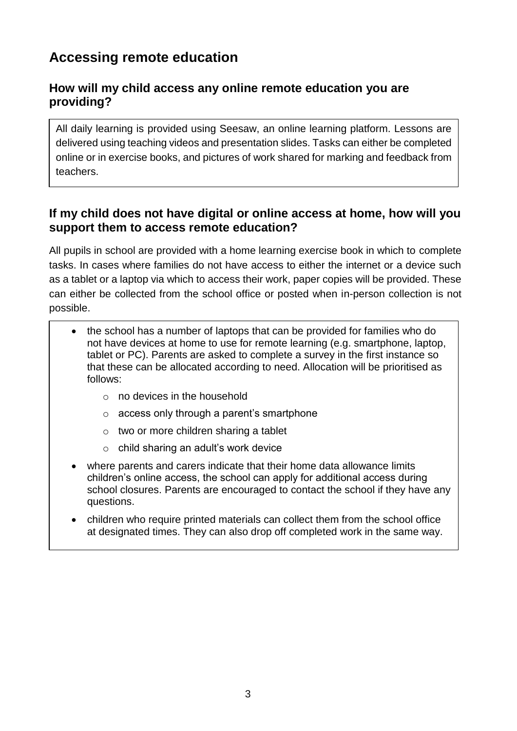# Accessing remote education

## How will my child access any online remote education you are providing?

All daily learning is provided using Seesaw, an online learning platform. Lessons are delivered using teaching videos and presentation slides. Tasks can either be completed online or in exercise books, and pictures of work shared for marking and feedback from teachers.

## If my child does not have digital or online access at home, how will you support them to access remote education?

All pupils in school are provided with a home learning exercise book in which to complete tasks. In cases where families do not have access to either the internet or a device such as a tablet or a laptop via which to access their work, paper copies will be provided. These can either be collected from the school office or posted when in-person collection is not possible.

- the school has a number of laptops that can be provided for families who do not have devices at home to use for remote learning (e.g. smartphone, laptop, tablet or PC). Parents are asked to complete a survey in the first instance so that these can be allocated according to need. Allocation will be prioritised as follows:
  - no devices in the household
  - access only through a parent's smartphone
  - two or more children sharing a tablet
  - child sharing an adult's work device
- where parents and carers indicate that their home data allowance limits children's online access, the school can apply for additional access during school closures. Parents are encouraged to contact the school if they have any questions.
- children who require printed materials can collect them from the school office at designated times. They can also drop off completed work in the same way.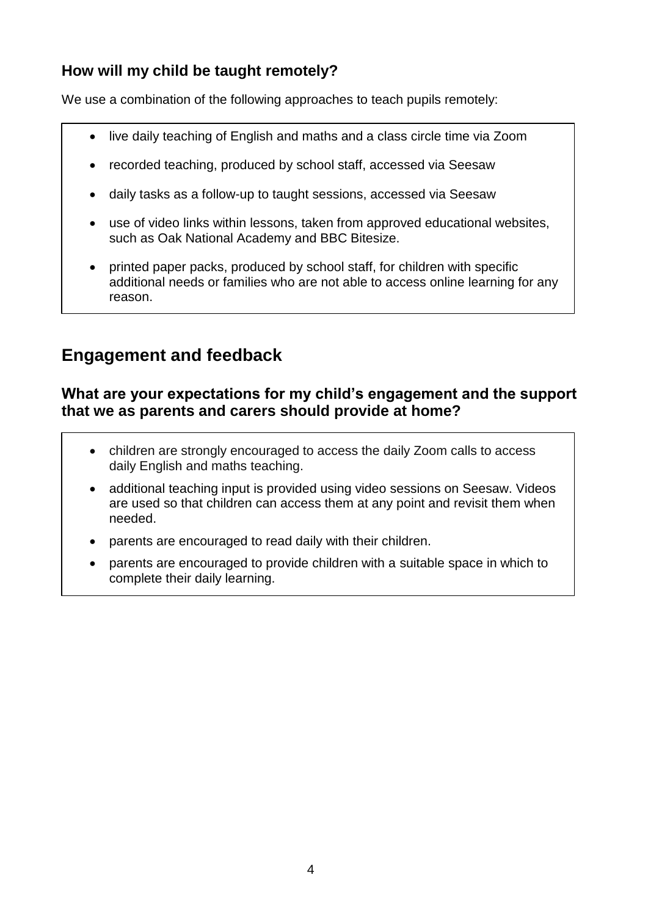### How will my child be taught remotely?

We use a combination of the following approaches to teach pupils remotely:

- live daily teaching of English and maths and a class circle time via Zoom
- recorded teaching, produced by school staff, accessed via Seesaw
- daily tasks as a follow-up to taught sessions, accessed via Seesaw
- use of video links within lessons, taken from approved educational websites, such as Oak National Academy and BBC Bitesize.
- printed paper packs, produced by school staff, for children with specific additional needs or families who are not able to access online learning for any reason.

## Engagement and feedback

### What are your expectations for my child's engagement and the support that we as parents and carers should provide at home?

- children are strongly encouraged to access the daily Zoom calls to access daily English and maths teaching.
- additional teaching input is provided using video sessions on Seesaw. Videos are used so that children can access them at any point and revisit them when needed.
- parents are encouraged to read daily with their children.
- parents are encouraged to provide children with a suitable space in which to complete their daily learning.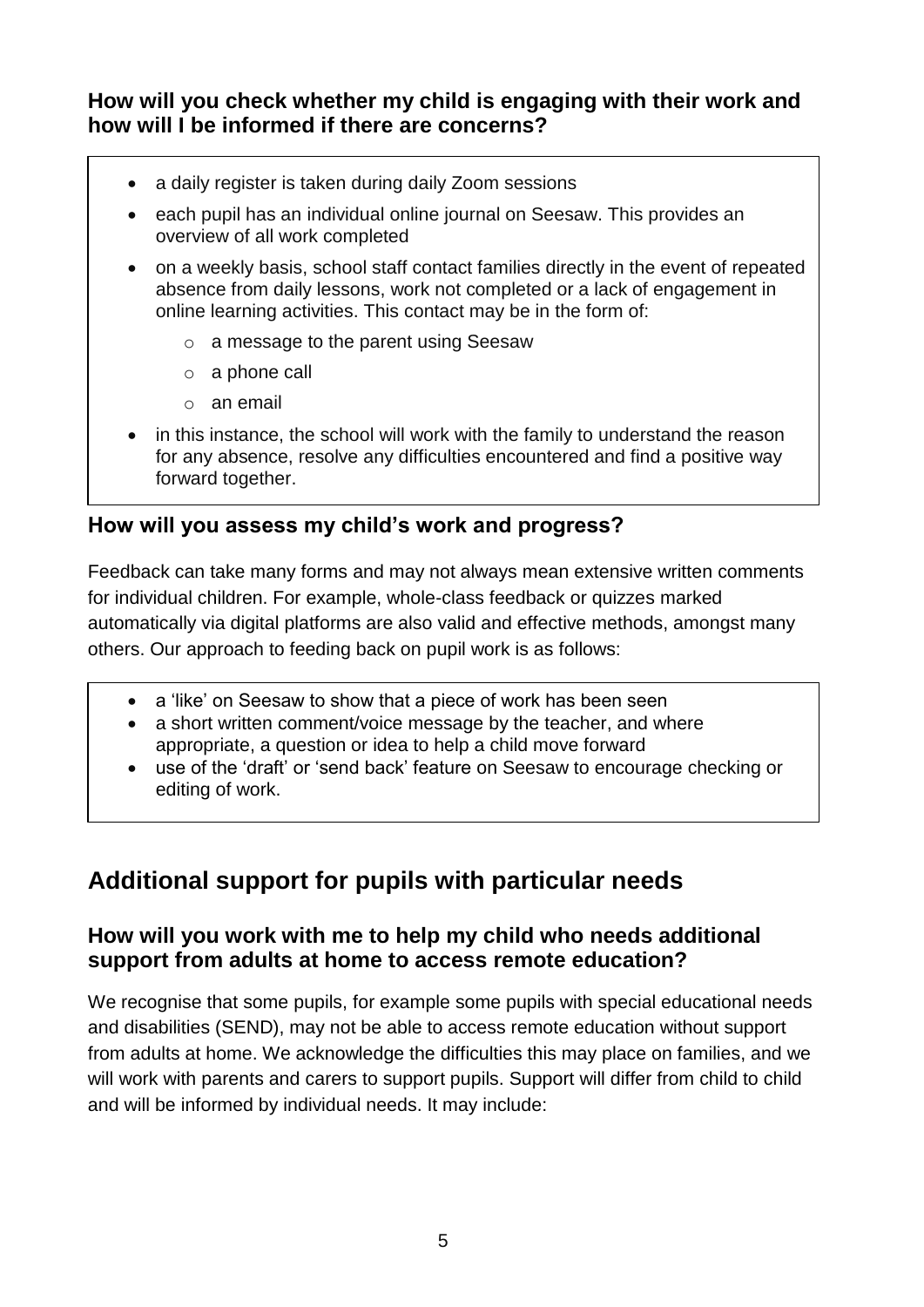### How will you check whether my child is engaging with their work and how will I be informed if there are concerns?

- a daily register is taken during daily Zoom sessions
- each pupil has an individual online journal on Seesaw. This provides an overview of all work completed
- on a weekly basis, school staff contact families directly in the event of repeated absence from daily lessons, work not completed or a lack of engagement in online learning activities. This contact may be in the form of:
  - a message to the parent using Seesaw
  - a phone call
  - an email
- in this instance, the school will work with the family to understand the reason for any absence, resolve any difficulties encountered and find a positive way forward together.

### How will you assess my child's work and progress?

Feedback can take many forms and may not always mean extensive written comments for individual children. For example, whole-class feedback or quizzes marked automatically via digital platforms are also valid and effective methods, amongst many others. Our approach to feeding back on pupil work is as follows:

- a 'like' on Seesaw to show that a piece of work has been seen
- a short written comment/voice message by the teacher, and where appropriate, a question or idea to help a child move forward
- use of the 'draft' or 'send back' feature on Seesaw to encourage checking or editing of work.

## Additional support for pupils with particular needs

### How will you work with me to help my child who needs additional support from adults at home to access remote education?

We recognise that some pupils, for example some pupils with special educational needs and disabilities (SEND), may not be able to access remote education without support from adults at home. We acknowledge the difficulties this may place on families, and we will work with parents and carers to support pupils. Support will differ from child to child and will be informed by individual needs. It may include: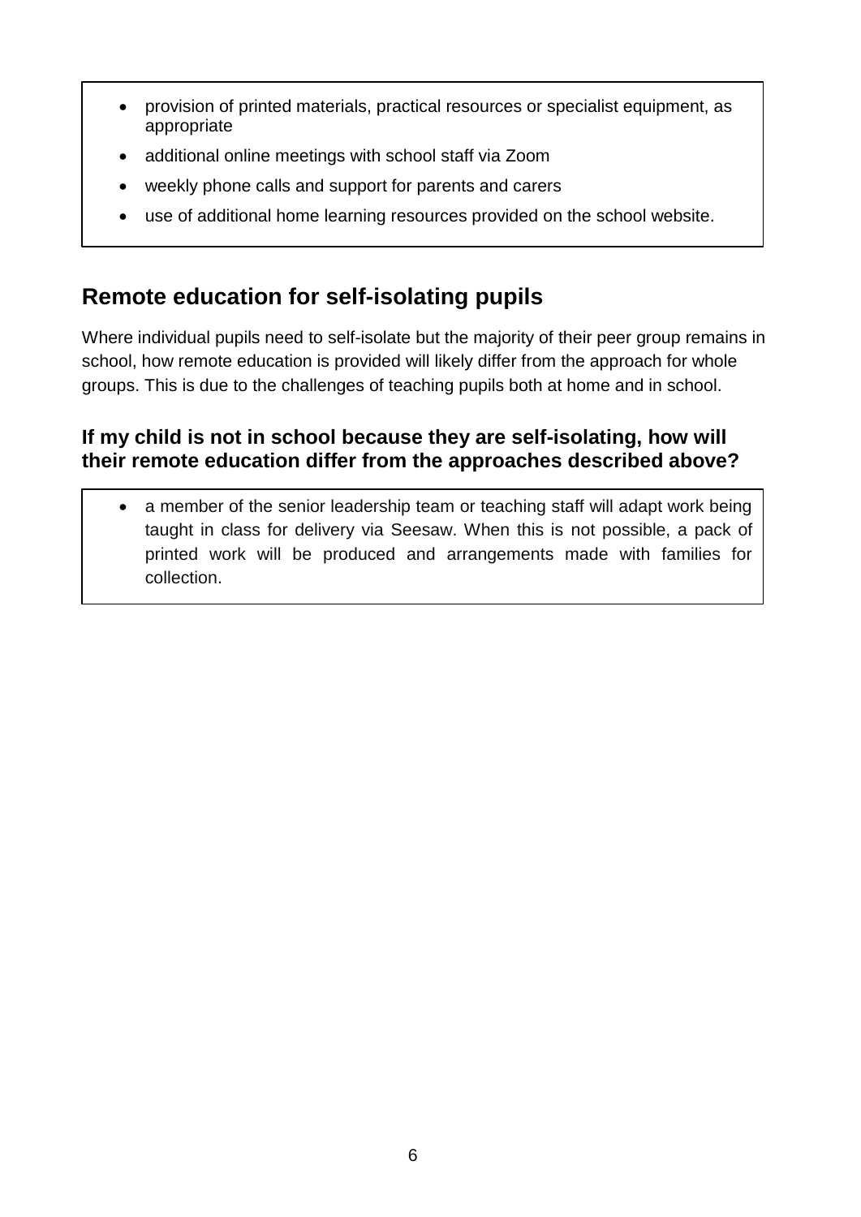- provision of printed materials, practical resources or specialist equipment, as appropriate
- additional online meetings with school staff via Zoom
- weekly phone calls and support for parents and carers
- use of additional home learning resources provided on the school website.

## Remote education for self-isolating pupils

Where individual pupils need to self-isolate but the majority of their peer group remains in school, how remote education is provided will likely differ from the approach for whole groups. This is due to the challenges of teaching pupils both at home and in school.

### If my child is not in school because they are self-isolating, how will their remote education differ from the approaches described above?

- a member of the senior leadership team or teaching staff will adapt work being taught in class for delivery via Seesaw. When this is not possible, a pack of printed work will be produced and arrangements made with families for collection.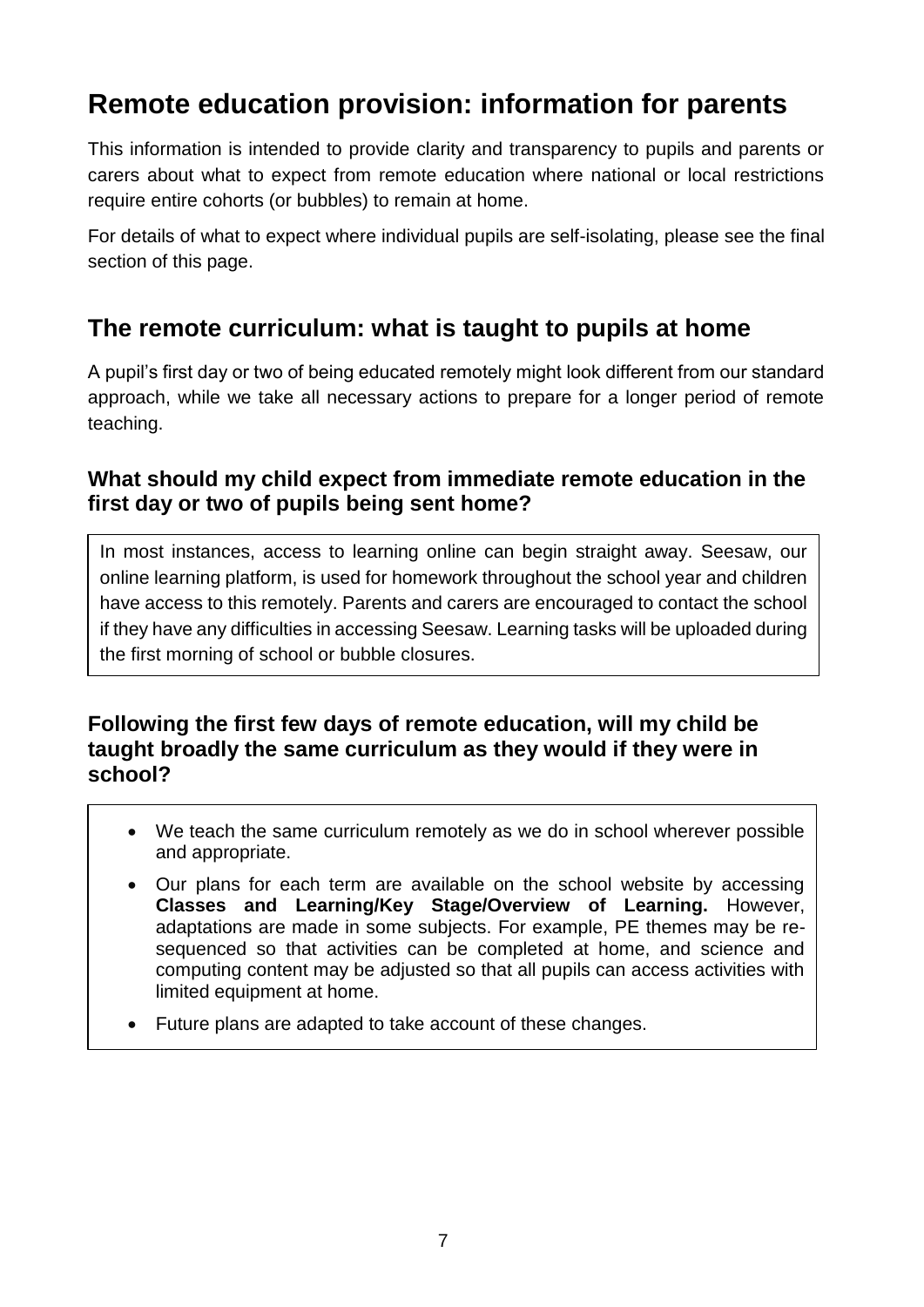# Remote education provision: information for parents

This information is intended to provide clarity and transparency to pupils and parents or carers about what to expect from remote education where national or local restrictions require entire cohorts (or bubbles) to remain at home.

For details of what to expect where individual pupils are self-isolating, please see the final section of this page.

## The remote curriculum: what is taught to pupils at home

A pupil's first day or two of being educated remotely might look different from our standard approach, while we take all necessary actions to prepare for a longer period of remote teaching.

### What should my child expect from immediate remote education in the first day or two of pupils being sent home?

In most instances, access to learning online can begin straight away. Seesaw, our online learning platform, is used for homework throughout the school year and children have access to this remotely. Parents and carers are encouraged to contact the school if they have any difficulties in accessing Seesaw. Learning tasks will be uploaded during the first morning of school or bubble closures.

### Following the first few days of remote education, will my child be taught broadly the same curriculum as they would if they were in school?

- We teach the same curriculum remotely as we do in school wherever possible and appropriate.
- Our plans for each term are available on the school website by accessing **Classes and Learning/Key Stage/Overview of Learning.** However, adaptations are made in some subjects. For example, PE themes may be re-sequenced so that activities can be completed at home, and science and computing content may be adjusted so that all pupils can access activities with limited equipment at home.
- Future plans are adapted to take account of these changes.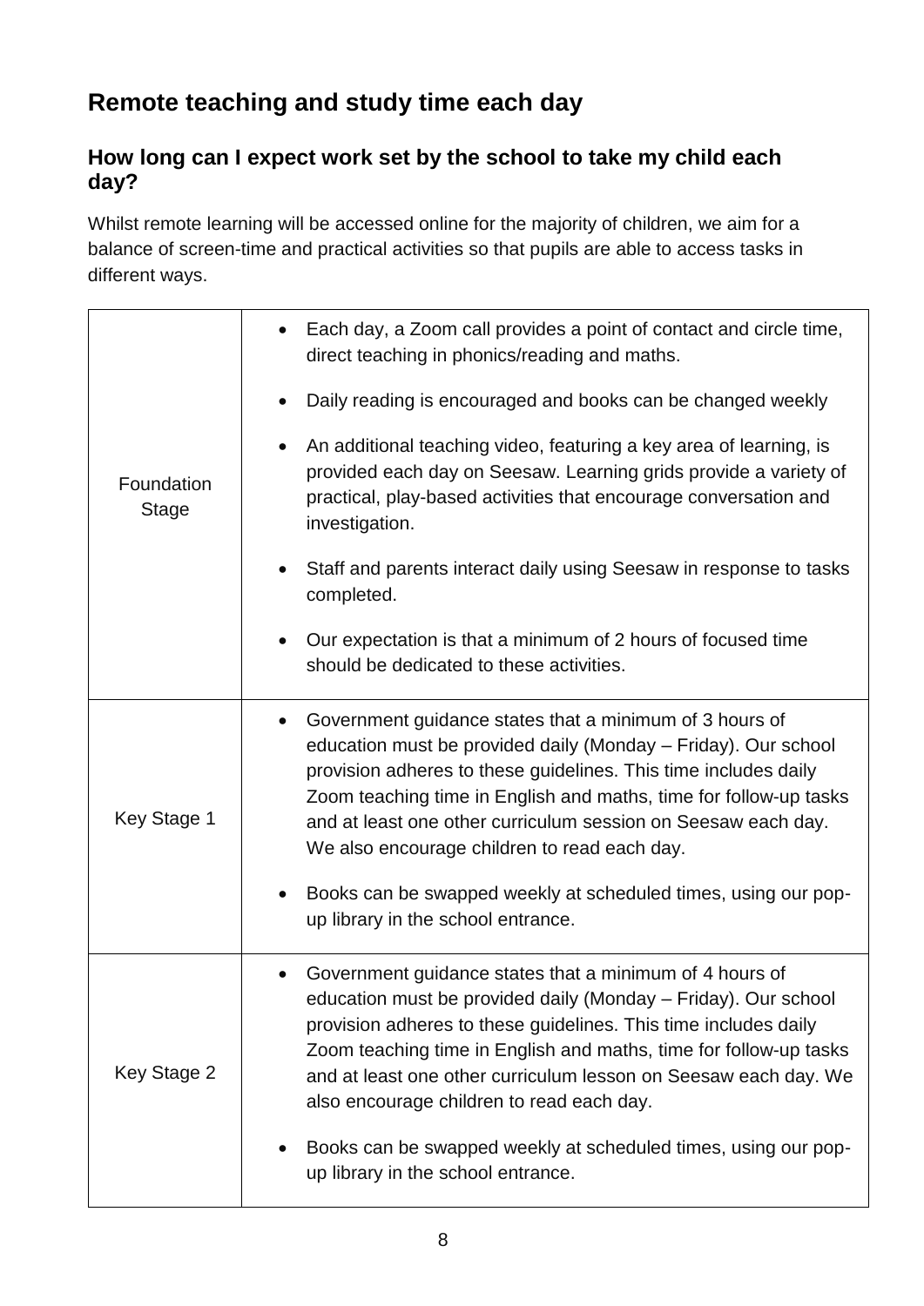## Remote teaching and study time each day

### How long can I expect work set by the school to take my child each day?

Whilst remote learning will be accessed online for the majority of children, we aim for a balance of screen-time and practical activities so that pupils are able to access tasks in different ways.

| | |
|---|---|
| Foundation Stage | • Each day, a Zoom call provides a point of contact and circle time, direct teaching in phonics/reading and maths.<br>• Daily reading is encouraged and books can be changed weekly<br>• An additional teaching video, featuring a key area of learning, is provided each day on Seesaw. Learning grids provide a variety of practical, play-based activities that encourage conversation and investigation.<br>• Staff and parents interact daily using Seesaw in response to tasks completed.<br>• Our expectation is that a minimum of 2 hours of focused time should be dedicated to these activities. |
| Key Stage 1 | • Government guidance states that a minimum of 3 hours of education must be provided daily (Monday – Friday). Our school provision adheres to these guidelines. This time includes daily Zoom teaching time in English and maths, time for follow-up tasks and at least one other curriculum session on Seesaw each day. We also encourage children to read each day.<br>• Books can be swapped weekly at scheduled times, using our pop-up library in the school entrance. |
| Key Stage 2 | • Government guidance states that a minimum of 4 hours of education must be provided daily (Monday – Friday). Our school provision adheres to these guidelines. This time includes daily Zoom teaching time in English and maths, time for follow-up tasks and at least one other curriculum lesson on Seesaw each day. We also encourage children to read each day.<br>• Books can be swapped weekly at scheduled times, using our pop-up library in the school entrance. |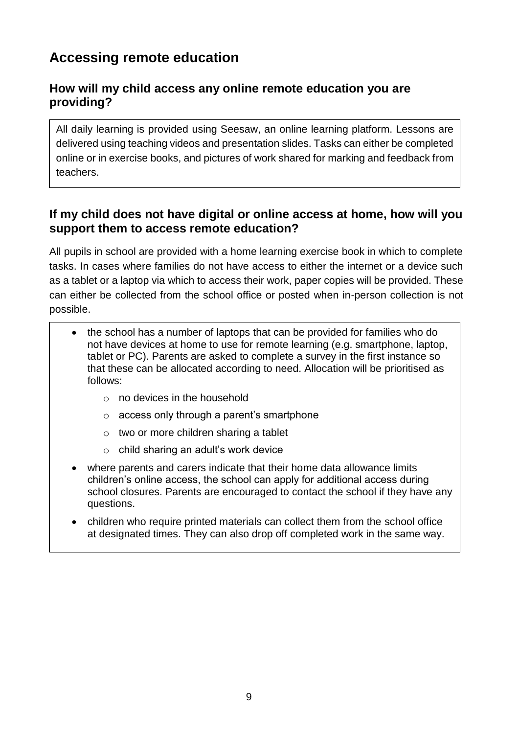## Accessing remote education

### How will my child access any online remote education you are providing?

All daily learning is provided using Seesaw, an online learning platform. Lessons are delivered using teaching videos and presentation slides. Tasks can either be completed online or in exercise books, and pictures of work shared for marking and feedback from teachers.

### If my child does not have digital or online access at home, how will you support them to access remote education?

All pupils in school are provided with a home learning exercise book in which to complete tasks. In cases where families do not have access to either the internet or a device such as a tablet or a laptop via which to access their work, paper copies will be provided. These can either be collected from the school office or posted when in-person collection is not possible.

- the school has a number of laptops that can be provided for families who do not have devices at home to use for remote learning (e.g. smartphone, laptop, tablet or PC). Parents are asked to complete a survey in the first instance so that these can be allocated according to need. Allocation will be prioritised as follows:
    - no devices in the household
    - access only through a parent's smartphone
    - two or more children sharing a tablet
    - child sharing an adult's work device
- where parents and carers indicate that their home data allowance limits children's online access, the school can apply for additional access during school closures. Parents are encouraged to contact the school if they have any questions.
- children who require printed materials can collect them from the school office at designated times. They can also drop off completed work in the same way.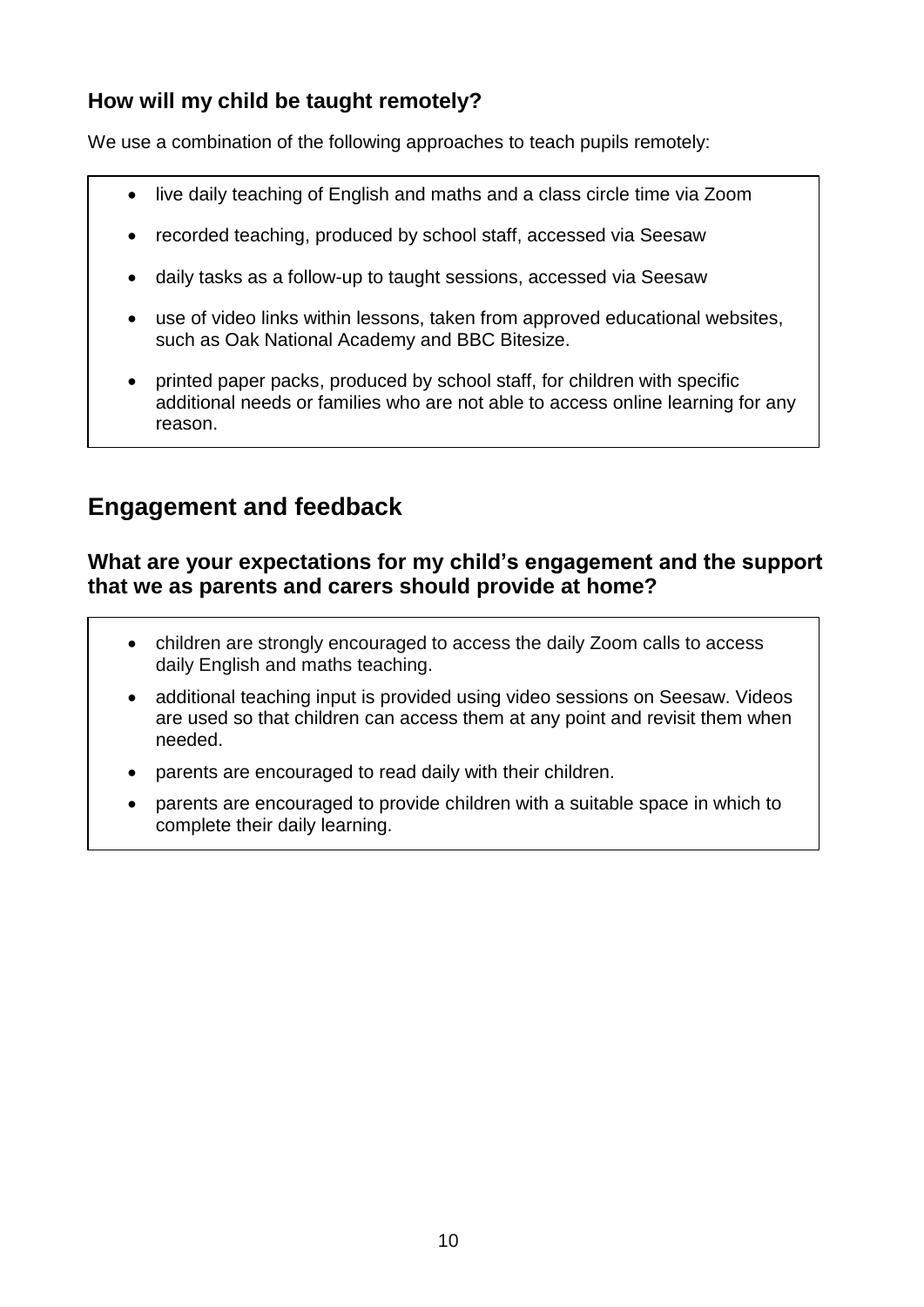### How will my child be taught remotely?

We use a combination of the following approaches to teach pupils remotely:

- live daily teaching of English and maths and a class circle time via Zoom
- recorded teaching, produced by school staff, accessed via Seesaw
- daily tasks as a follow-up to taught sessions, accessed via Seesaw
- use of video links within lessons, taken from approved educational websites, such as Oak National Academy and BBC Bitesize.
- printed paper packs, produced by school staff, for children with specific additional needs or families who are not able to access online learning for any reason.

## Engagement and feedback

### What are your expectations for my child's engagement and the support that we as parents and carers should provide at home?

- children are strongly encouraged to access the daily Zoom calls to access daily English and maths teaching.
- additional teaching input is provided using video sessions on Seesaw. Videos are used so that children can access them at any point and revisit them when needed.
- parents are encouraged to read daily with their children.
- parents are encouraged to provide children with a suitable space in which to complete their daily learning.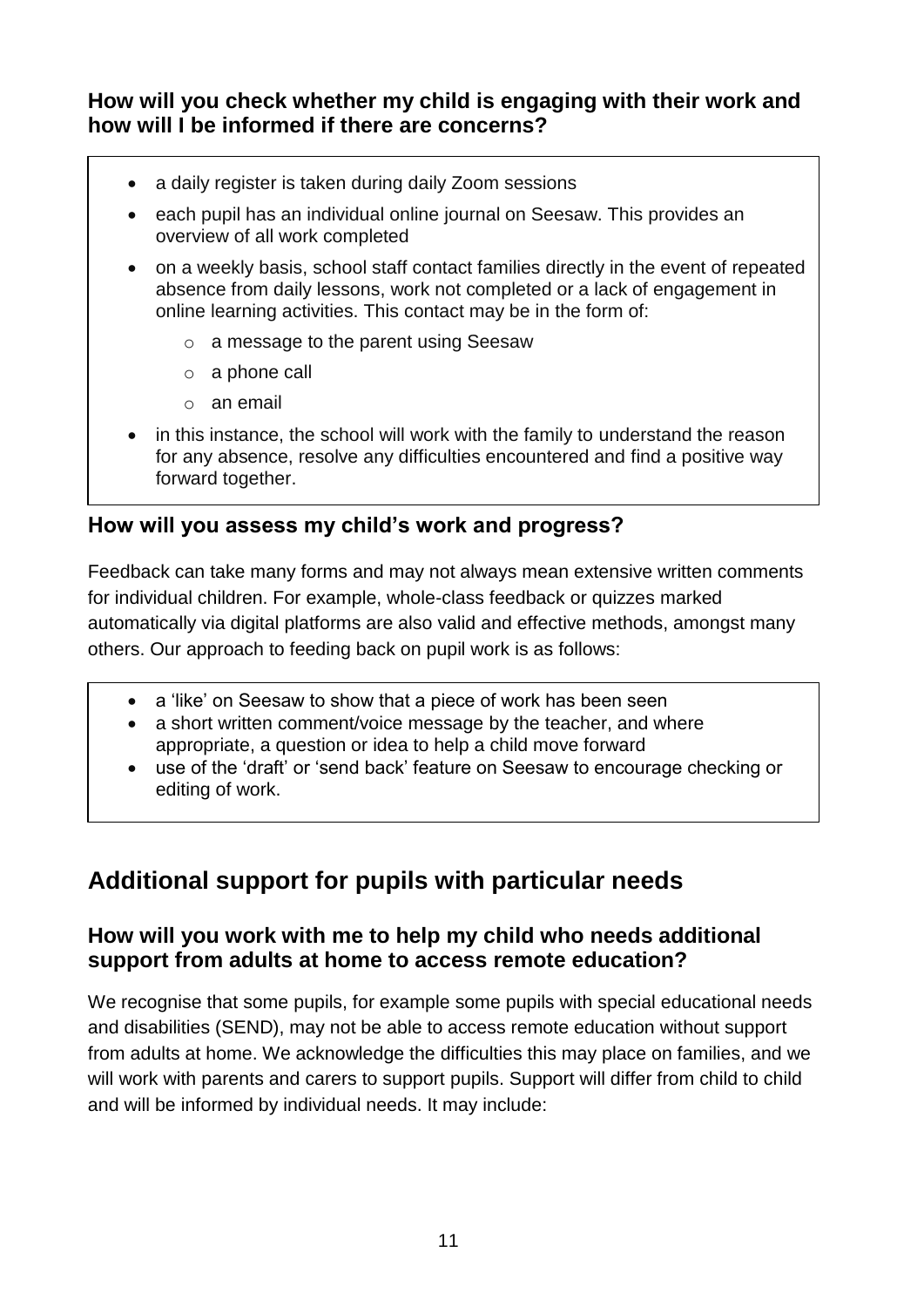### How will you check whether my child is engaging with their work and how will I be informed if there are concerns?

- a daily register is taken during daily Zoom sessions
- each pupil has an individual online journal on Seesaw. This provides an overview of all work completed
- on a weekly basis, school staff contact families directly in the event of repeated absence from daily lessons, work not completed or a lack of engagement in online learning activities. This contact may be in the form of:
  - a message to the parent using Seesaw
  - a phone call
  - an email
- in this instance, the school will work with the family to understand the reason for any absence, resolve any difficulties encountered and find a positive way forward together.

### How will you assess my child's work and progress?

Feedback can take many forms and may not always mean extensive written comments for individual children. For example, whole-class feedback or quizzes marked automatically via digital platforms are also valid and effective methods, amongst many others. Our approach to feeding back on pupil work is as follows:

- a 'like' on Seesaw to show that a piece of work has been seen
- a short written comment/voice message by the teacher, and where appropriate, a question or idea to help a child move forward
- use of the 'draft' or 'send back' feature on Seesaw to encourage checking or editing of work.

## Additional support for pupils with particular needs

### How will you work with me to help my child who needs additional support from adults at home to access remote education?

We recognise that some pupils, for example some pupils with special educational needs and disabilities (SEND), may not be able to access remote education without support from adults at home. We acknowledge the difficulties this may place on families, and we will work with parents and carers to support pupils. Support will differ from child to child and will be informed by individual needs. It may include: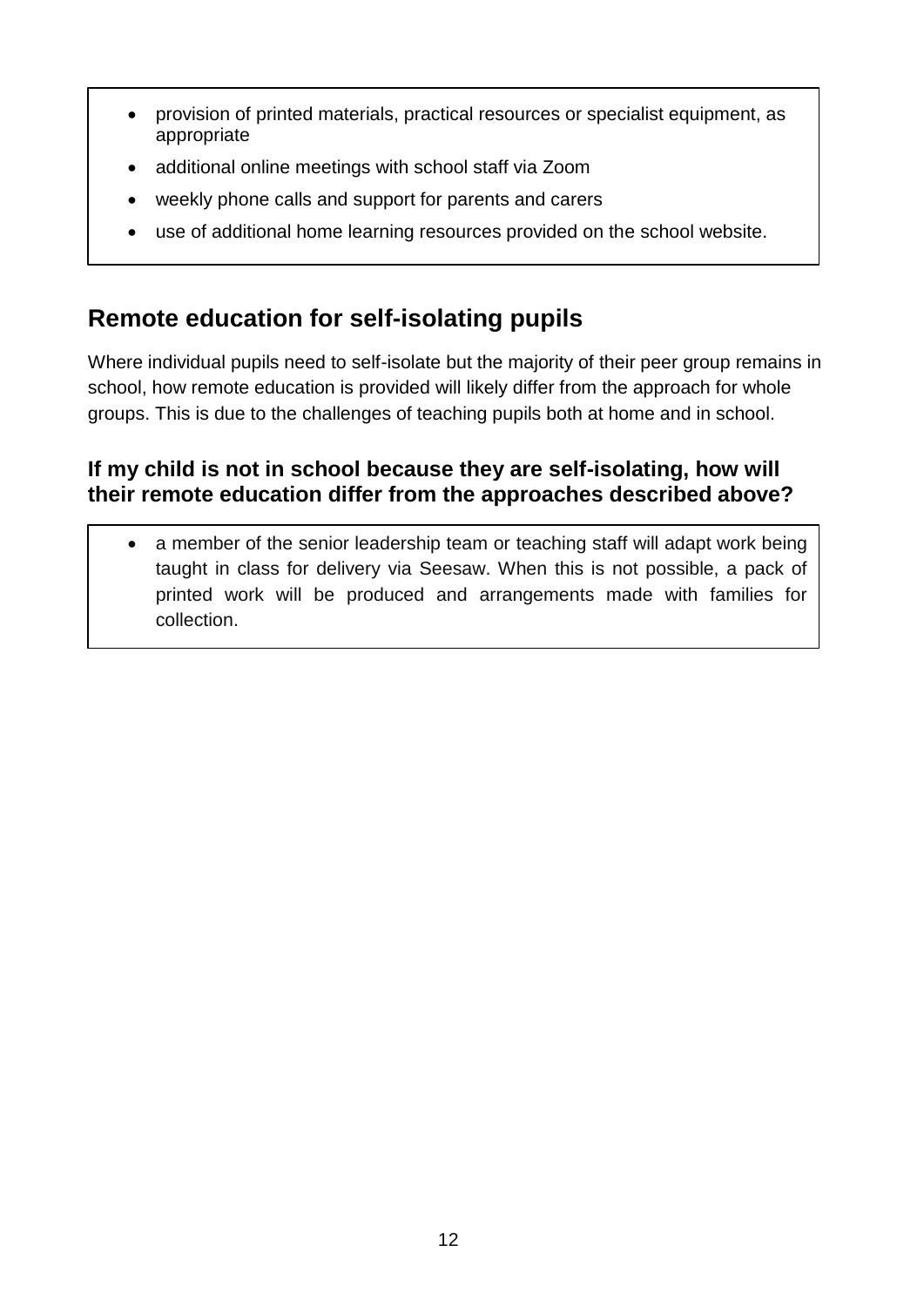- provision of printed materials, practical resources or specialist equipment, as appropriate
- additional online meetings with school staff via Zoom
- weekly phone calls and support for parents and carers
- use of additional home learning resources provided on the school website.

## Remote education for self-isolating pupils

Where individual pupils need to self-isolate but the majority of their peer group remains in school, how remote education is provided will likely differ from the approach for whole groups. This is due to the challenges of teaching pupils both at home and in school.

### If my child is not in school because they are self-isolating, how will their remote education differ from the approaches described above?

- a member of the senior leadership team or teaching staff will adapt work being taught in class for delivery via Seesaw. When this is not possible, a pack of printed work will be produced and arrangements made with families for collection.